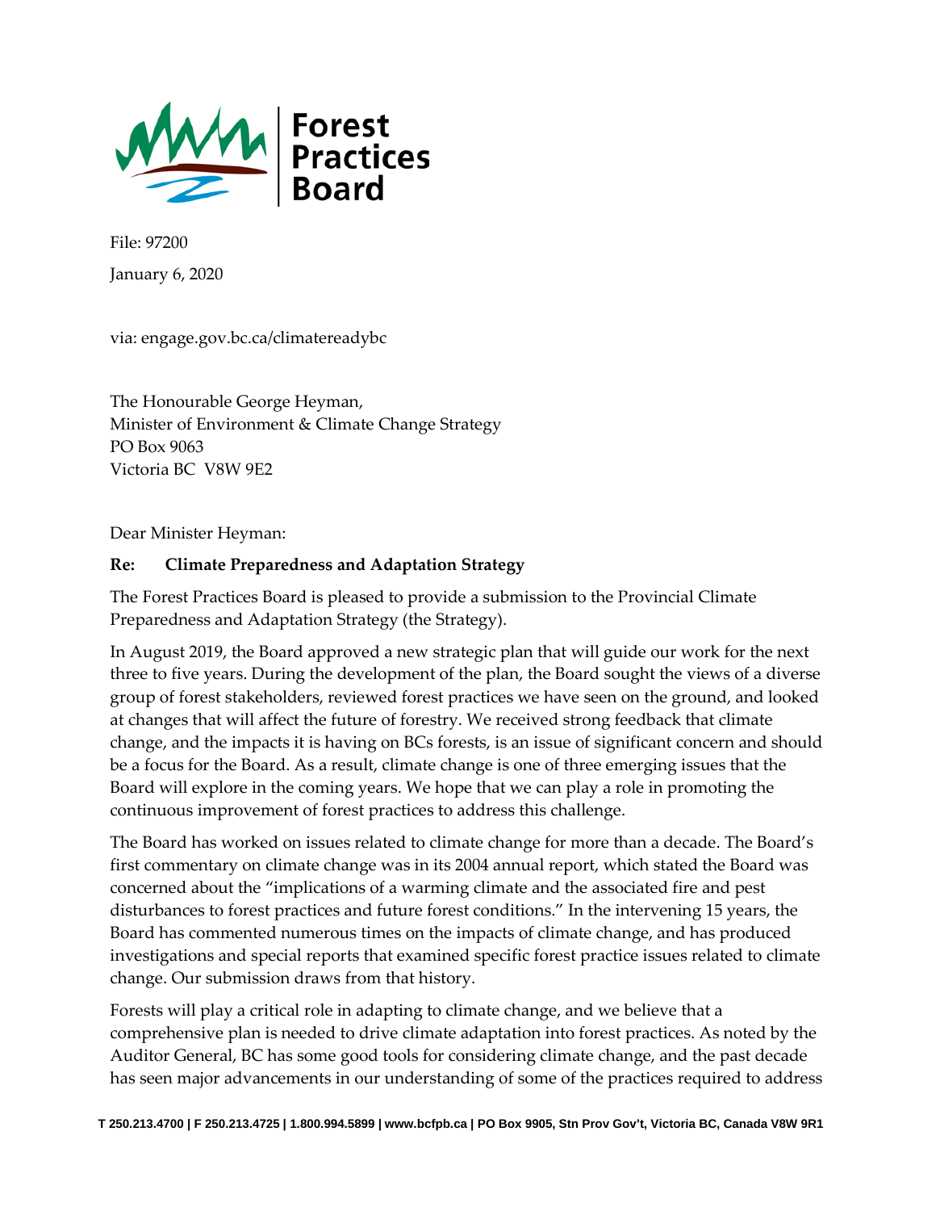**Forest Practices Board**

File: 97200

January 6, 2020

via: engage.gov.bc.ca/climatereadybc

The Honourable George Heyman,
Minister of Environment & Climate Change Strategy
PO Box 9063
Victoria BC V8W 9E2

Dear Minister Heyman:

**Re: Climate Preparedness and Adaptation Strategy**

The Forest Practices Board is pleased to provide a submission to the Provincial Climate Preparedness and Adaptation Strategy (the Strategy).

In August 2019, the Board approved a new strategic plan that will guide our work for the next three to five years. During the development of the plan, the Board sought the views of a diverse group of forest stakeholders, reviewed forest practices we have seen on the ground, and looked at changes that will affect the future of forestry. We received strong feedback that climate change, and the impacts it is having on BCs forests, is an issue of significant concern and should be a focus for the Board. As a result, climate change is one of three emerging issues that the Board will explore in the coming years. We hope that we can play a role in promoting the continuous improvement of forest practices to address this challenge.

The Board has worked on issues related to climate change for more than a decade. The Board's first commentary on climate change was in its 2004 annual report, which stated the Board was concerned about the "implications of a warming climate and the associated fire and pest disturbances to forest practices and future forest conditions." In the intervening 15 years, the Board has commented numerous times on the impacts of climate change, and has produced investigations and special reports that examined specific forest practice issues related to climate change. Our submission draws from that history.

Forests will play a critical role in adapting to climate change, and we believe that a comprehensive plan is needed to drive climate adaptation into forest practices. As noted by the Auditor General, BC has some good tools for considering climate change, and the past decade has seen major advancements in our understanding of some of the practices required to address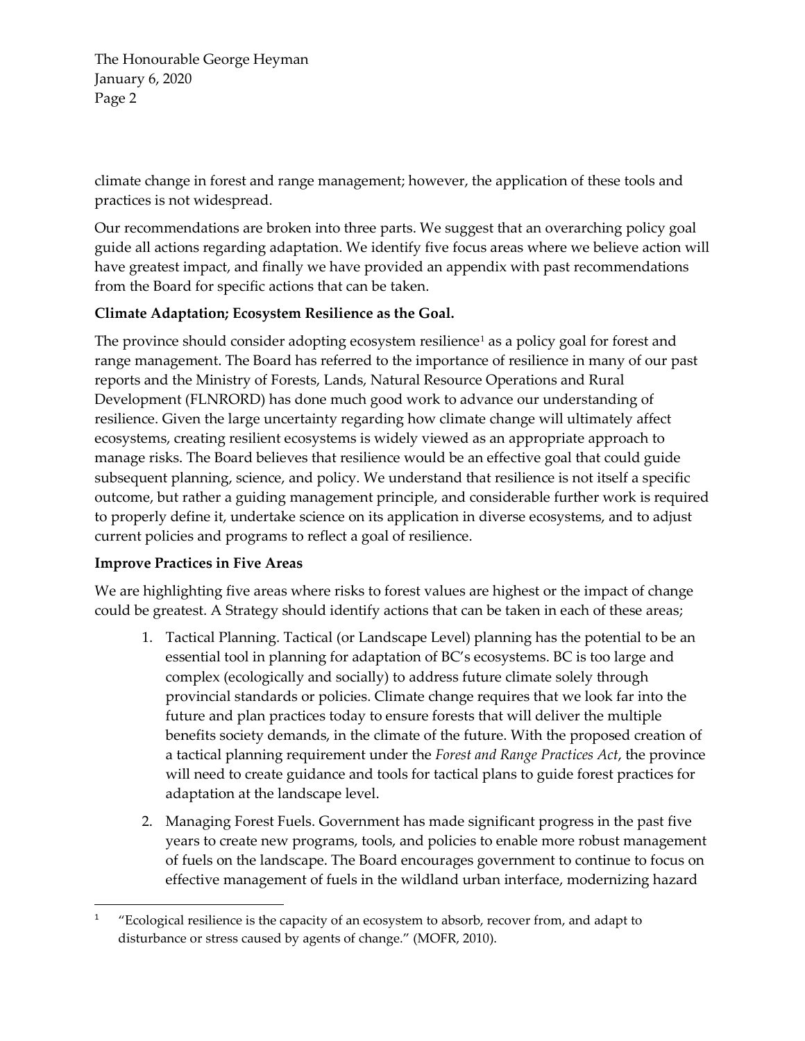climate change in forest and range management; however, the application of these tools and practices is not widespread.

Our recommendations are broken into three parts. We suggest that an overarching policy goal guide all actions regarding adaptation. We identify five focus areas where we believe action will have greatest impact, and finally we have provided an appendix with past recommendations from the Board for specific actions that can be taken.

**Climate Adaptation; Ecosystem Resilience as the Goal.**

The province should consider adopting ecosystem resilience[1] as a policy goal for forest and range management. The Board has referred to the importance of resilience in many of our past reports and the Ministry of Forests, Lands, Natural Resource Operations and Rural Development (FLNRORD) has done much good work to advance our understanding of resilience. Given the large uncertainty regarding how climate change will ultimately affect ecosystems, creating resilient ecosystems is widely viewed as an appropriate approach to manage risks. The Board believes that resilience would be an effective goal that could guide subsequent planning, science, and policy. We understand that resilience is not itself a specific outcome, but rather a guiding management principle, and considerable further work is required to properly define it, undertake science on its application in diverse ecosystems, and to adjust current policies and programs to reflect a goal of resilience.

**Improve Practices in Five Areas**

We are highlighting five areas where risks to forest values are highest or the impact of change could be greatest. A Strategy should identify actions that can be taken in each of these areas;

1. Tactical Planning. Tactical (or Landscape Level) planning has the potential to be an essential tool in planning for adaptation of BC's ecosystems. BC is too large and complex (ecologically and socially) to address future climate solely through provincial standards or policies. Climate change requires that we look far into the future and plan practices today to ensure forests that will deliver the multiple benefits society demands, in the climate of the future. With the proposed creation of a tactical planning requirement under the *Forest and Range Practices Act*, the province will need to create guidance and tools for tactical plans to guide forest practices for adaptation at the landscape level.

2. Managing Forest Fuels. Government has made significant progress in the past five years to create new programs, tools, and policies to enable more robust management of fuels on the landscape. The Board encourages government to continue to focus on effective management of fuels in the wildland urban interface, modernizing hazard

[1] "Ecological resilience is the capacity of an ecosystem to absorb, recover from, and adapt to disturbance or stress caused by agents of change." (MOFR, 2010).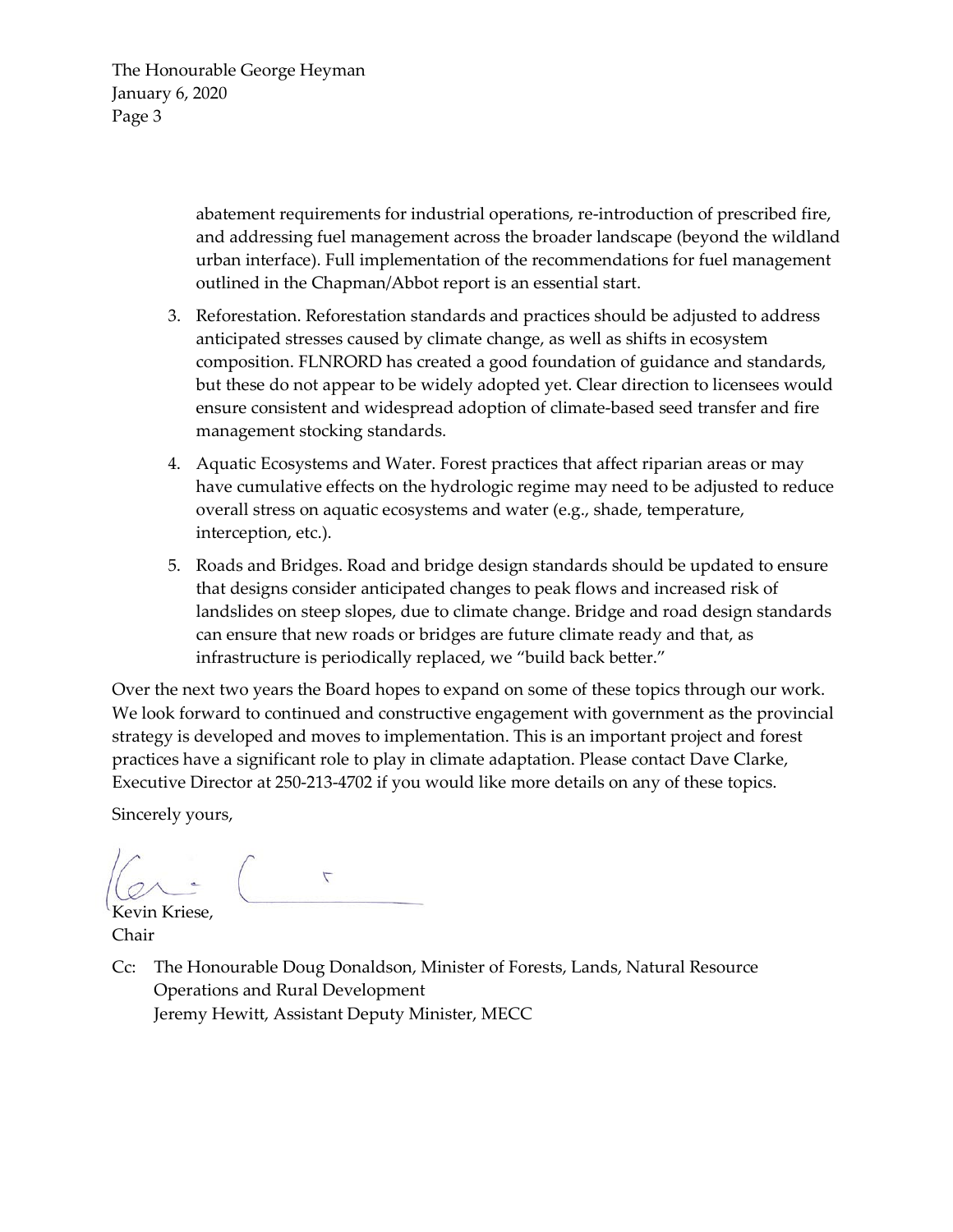abatement requirements for industrial operations, re-introduction of prescribed fire, and addressing fuel management across the broader landscape (beyond the wildland urban interface). Full implementation of the recommendations for fuel management outlined in the Chapman/Abbot report is an essential start.

3. Reforestation. Reforestation standards and practices should be adjusted to address anticipated stresses caused by climate change, as well as shifts in ecosystem composition. FLNRORD has created a good foundation of guidance and standards, but these do not appear to be widely adopted yet. Clear direction to licensees would ensure consistent and widespread adoption of climate-based seed transfer and fire management stocking standards.
4. Aquatic Ecosystems and Water. Forest practices that affect riparian areas or may have cumulative effects on the hydrologic regime may need to be adjusted to reduce overall stress on aquatic ecosystems and water (e.g., shade, temperature, interception, etc.).
5. Roads and Bridges. Road and bridge design standards should be updated to ensure that designs consider anticipated changes to peak flows and increased risk of landslides on steep slopes, due to climate change. Bridge and road design standards can ensure that new roads or bridges are future climate ready and that, as infrastructure is periodically replaced, we "build back better."

Over the next two years the Board hopes to expand on some of these topics through our work. We look forward to continued and constructive engagement with government as the provincial strategy is developed and moves to implementation. This is an important project and forest practices have a significant role to play in climate adaptation. Please contact Dave Clarke, Executive Director at 250-213-4702 if you would like more details on any of these topics.

Sincerely yours,

Kevin Kriese,
Chair

Cc: The Honourable Doug Donaldson, Minister of Forests, Lands, Natural Resource Operations and Rural Development
Jeremy Hewitt, Assistant Deputy Minister, MECC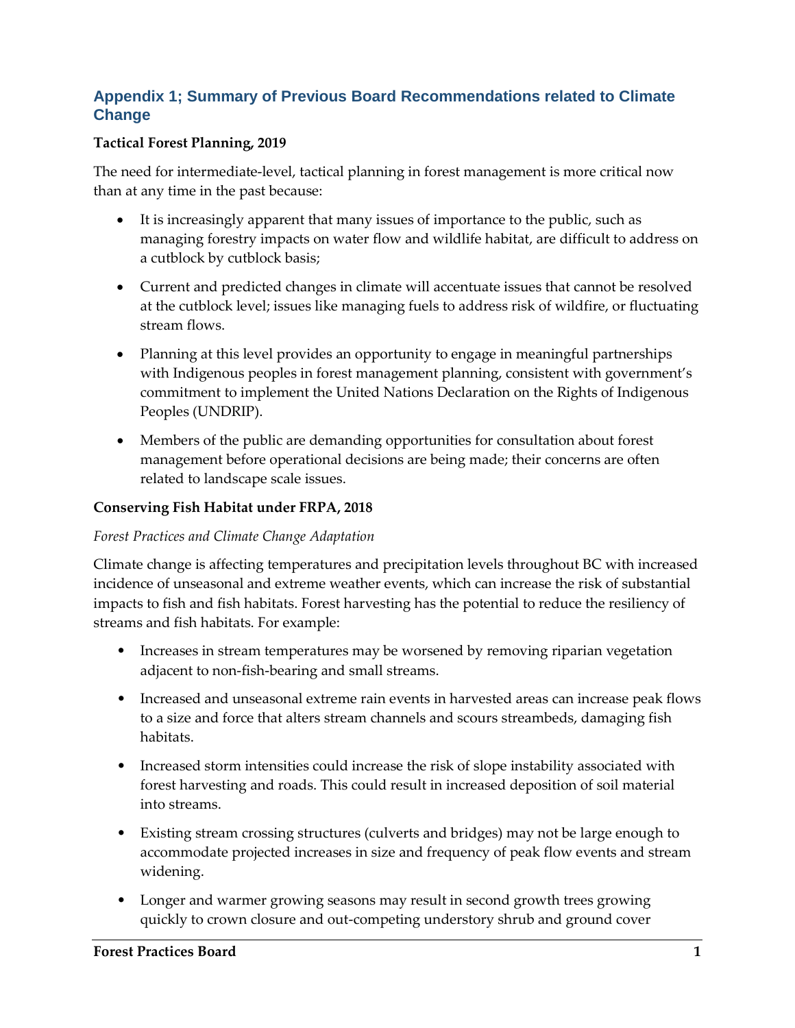## Appendix 1; Summary of Previous Board Recommendations related to Climate Change

**Tactical Forest Planning, 2019**

The need for intermediate-level, tactical planning in forest management is more critical now than at any time in the past because:

- It is increasingly apparent that many issues of importance to the public, such as managing forestry impacts on water flow and wildlife habitat, are difficult to address on a cutblock by cutblock basis;
- Current and predicted changes in climate will accentuate issues that cannot be resolved at the cutblock level; issues like managing fuels to address risk of wildfire, or fluctuating stream flows.
- Planning at this level provides an opportunity to engage in meaningful partnerships with Indigenous peoples in forest management planning, consistent with government's commitment to implement the United Nations Declaration on the Rights of Indigenous Peoples (UNDRIP).
- Members of the public are demanding opportunities for consultation about forest management before operational decisions are being made; their concerns are often related to landscape scale issues.

**Conserving Fish Habitat under FRPA, 2018**

*Forest Practices and Climate Change Adaptation*

Climate change is affecting temperatures and precipitation levels throughout BC with increased incidence of unseasonal and extreme weather events, which can increase the risk of substantial impacts to fish and fish habitats. Forest harvesting has the potential to reduce the resiliency of streams and fish habitats. For example:

- Increases in stream temperatures may be worsened by removing riparian vegetation adjacent to non-fish-bearing and small streams.
- Increased and unseasonal extreme rain events in harvested areas can increase peak flows to a size and force that alters stream channels and scours streambeds, damaging fish habitats.
- Increased storm intensities could increase the risk of slope instability associated with forest harvesting and roads. This could result in increased deposition of soil material into streams.
- Existing stream crossing structures (culverts and bridges) may not be large enough to accommodate projected increases in size and frequency of peak flow events and stream widening.
- Longer and warmer growing seasons may result in second growth trees growing quickly to crown closure and out-competing understory shrub and ground cover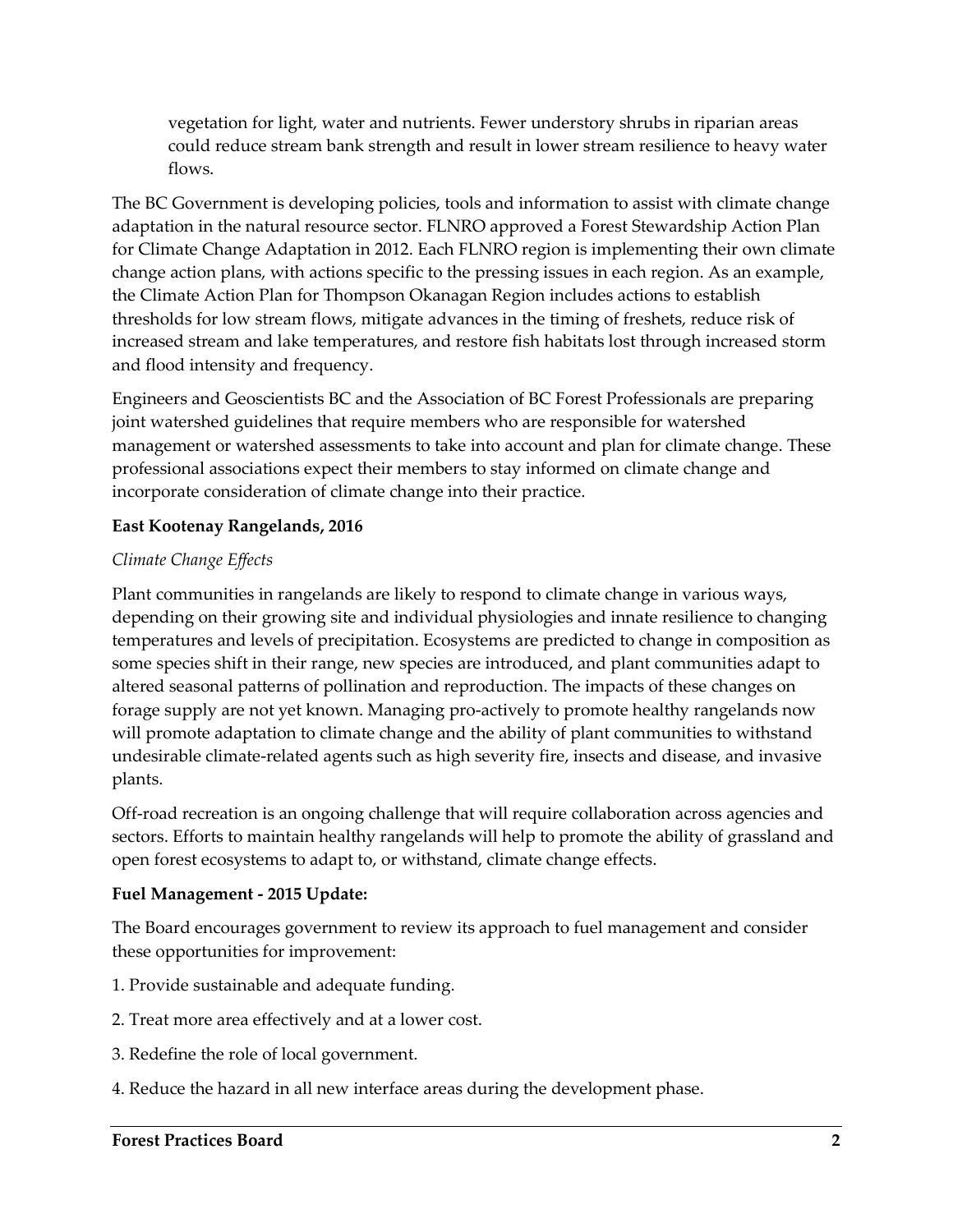vegetation for light, water and nutrients. Fewer understory shrubs in riparian areas could reduce stream bank strength and result in lower stream resilience to heavy water flows.

The BC Government is developing policies, tools and information to assist with climate change adaptation in the natural resource sector. FLNRO approved a Forest Stewardship Action Plan for Climate Change Adaptation in 2012. Each FLNRO region is implementing their own climate change action plans, with actions specific to the pressing issues in each region. As an example, the Climate Action Plan for Thompson Okanagan Region includes actions to establish thresholds for low stream flows, mitigate advances in the timing of freshets, reduce risk of increased stream and lake temperatures, and restore fish habitats lost through increased storm and flood intensity and frequency.

Engineers and Geoscientists BC and the Association of BC Forest Professionals are preparing joint watershed guidelines that require members who are responsible for watershed management or watershed assessments to take into account and plan for climate change. These professional associations expect their members to stay informed on climate change and incorporate consideration of climate change into their practice.

**East Kootenay Rangelands, 2016**

*Climate Change Effects*

Plant communities in rangelands are likely to respond to climate change in various ways, depending on their growing site and individual physiologies and innate resilience to changing temperatures and levels of precipitation. Ecosystems are predicted to change in composition as some species shift in their range, new species are introduced, and plant communities adapt to altered seasonal patterns of pollination and reproduction. The impacts of these changes on forage supply are not yet known. Managing pro-actively to promote healthy rangelands now will promote adaptation to climate change and the ability of plant communities to withstand undesirable climate-related agents such as high severity fire, insects and disease, and invasive plants.

Off-road recreation is an ongoing challenge that will require collaboration across agencies and sectors. Efforts to maintain healthy rangelands will help to promote the ability of grassland and open forest ecosystems to adapt to, or withstand, climate change effects.

**Fuel Management - 2015 Update:**

The Board encourages government to review its approach to fuel management and consider these opportunities for improvement:

1. Provide sustainable and adequate funding.

2. Treat more area effectively and at a lower cost.

3. Redefine the role of local government.

4. Reduce the hazard in all new interface areas during the development phase.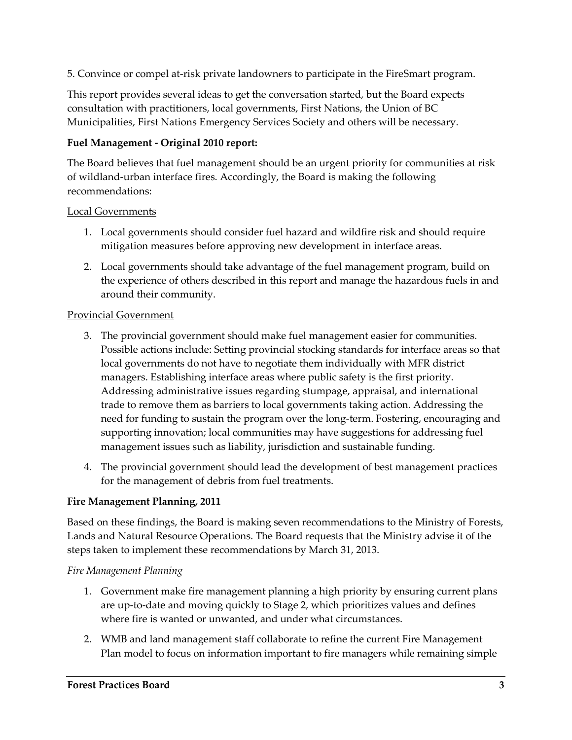5. Convince or compel at-risk private landowners to participate in the FireSmart program.

This report provides several ideas to get the conversation started, but the Board expects consultation with practitioners, local governments, First Nations, the Union of BC Municipalities, First Nations Emergency Services Society and others will be necessary.

**Fuel Management - Original 2010 report:**

The Board believes that fuel management should be an urgent priority for communities at risk of wildland-urban interface fires. Accordingly, the Board is making the following recommendations:

<u>Local Governments</u>

1. Local governments should consider fuel hazard and wildfire risk and should require mitigation measures before approving new development in interface areas.
2. Local governments should take advantage of the fuel management program, build on the experience of others described in this report and manage the hazardous fuels in and around their community.

<u>Provincial Government</u>

3. The provincial government should make fuel management easier for communities. Possible actions include: Setting provincial stocking standards for interface areas so that local governments do not have to negotiate them individually with MFR district managers. Establishing interface areas where public safety is the first priority. Addressing administrative issues regarding stumpage, appraisal, and international trade to remove them as barriers to local governments taking action. Addressing the need for funding to sustain the program over the long-term. Fostering, encouraging and supporting innovation; local communities may have suggestions for addressing fuel management issues such as liability, jurisdiction and sustainable funding.
4. The provincial government should lead the development of best management practices for the management of debris from fuel treatments.

**Fire Management Planning, 2011**

Based on these findings, the Board is making seven recommendations to the Ministry of Forests, Lands and Natural Resource Operations. The Board requests that the Ministry advise it of the steps taken to implement these recommendations by March 31, 2013.

*Fire Management Planning*

1. Government make fire management planning a high priority by ensuring current plans are up-to-date and moving quickly to Stage 2, which prioritizes values and defines where fire is wanted or unwanted, and under what circumstances.
2. WMB and land management staff collaborate to refine the current Fire Management Plan model to focus on information important to fire managers while remaining simple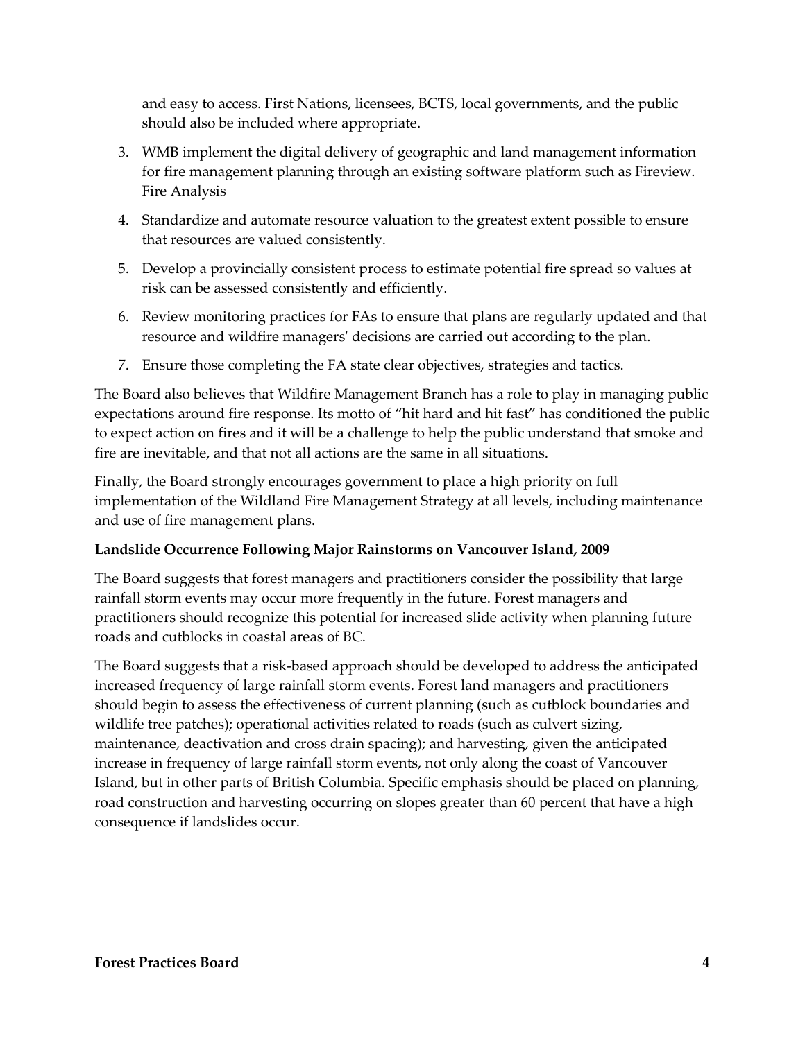and easy to access. First Nations, licensees, BCTS, local governments, and the public should also be included where appropriate.

3. WMB implement the digital delivery of geographic and land management information for fire management planning through an existing software platform such as Fireview. Fire Analysis
4. Standardize and automate resource valuation to the greatest extent possible to ensure that resources are valued consistently.
5. Develop a provincially consistent process to estimate potential fire spread so values at risk can be assessed consistently and efficiently.
6. Review monitoring practices for FAs to ensure that plans are regularly updated and that resource and wildfire managers' decisions are carried out according to the plan.
7. Ensure those completing the FA state clear objectives, strategies and tactics.

The Board also believes that Wildfire Management Branch has a role to play in managing public expectations around fire response. Its motto of "hit hard and hit fast" has conditioned the public to expect action on fires and it will be a challenge to help the public understand that smoke and fire are inevitable, and that not all actions are the same in all situations.

Finally, the Board strongly encourages government to place a high priority on full implementation of the Wildland Fire Management Strategy at all levels, including maintenance and use of fire management plans.

**Landslide Occurrence Following Major Rainstorms on Vancouver Island, 2009**

The Board suggests that forest managers and practitioners consider the possibility that large rainfall storm events may occur more frequently in the future. Forest managers and practitioners should recognize this potential for increased slide activity when planning future roads and cutblocks in coastal areas of BC.

The Board suggests that a risk-based approach should be developed to address the anticipated increased frequency of large rainfall storm events. Forest land managers and practitioners should begin to assess the effectiveness of current planning (such as cutblock boundaries and wildlife tree patches); operational activities related to roads (such as culvert sizing, maintenance, deactivation and cross drain spacing); and harvesting, given the anticipated increase in frequency of large rainfall storm events, not only along the coast of Vancouver Island, but in other parts of British Columbia. Specific emphasis should be placed on planning, road construction and harvesting occurring on slopes greater than 60 percent that have a high consequence if landslides occur.